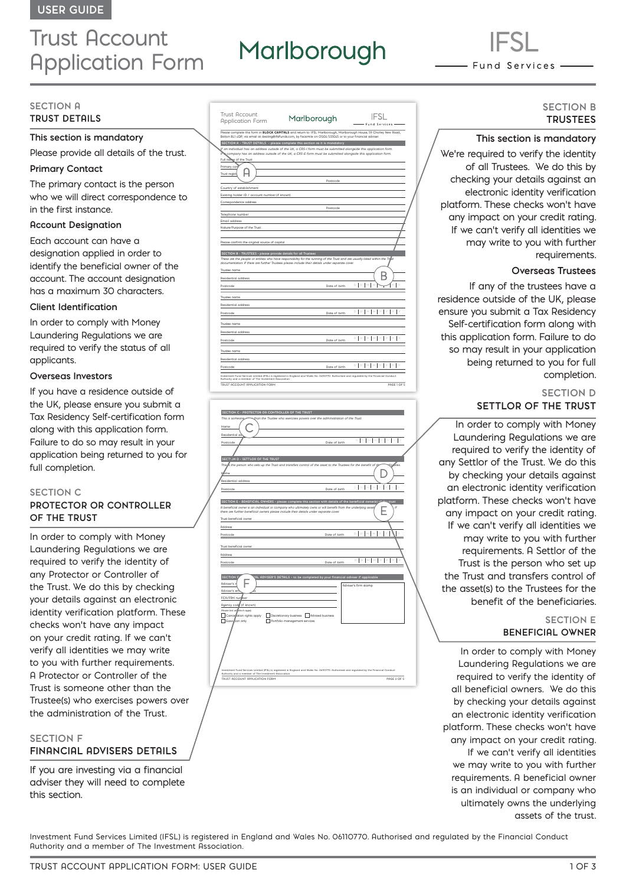USER GUIDE

# Trust Account Application Form

Marlborough

IFSL Fund Services

## SECTION A
## TRUST DETAILS

**This section is mandatory**

Please provide all details of the trust.

**Primary Contact**

The primary contact is the person who we will direct correspondence to in the first instance.

**Account Designation**

Each account can have a designation applied in order to identify the beneficial owner of the account. The account designation has a maximum 30 characters.

**Client Identification**

In order to comply with Money Laundering Regulations we are required to verify the status of all applicants.

**Overseas Investors**

If you have a residence outside of the UK, please ensure you submit a Tax Residency Self-certification form along with this application form. Failure to do so may result in your application being returned to you for full completion.

## SECTION B
## TRUSTEES

**This section is mandatory**

We're required to verify the identity of all Trustees. We do this by checking your details against an electronic identity verification platform. These checks won't have any impact on your credit rating. If we can't verify all identities we may write to you with further requirements.

**Overseas Trustees**

If any of the trustees have a residence outside of the UK, please ensure you submit a Tax Residency Self-certification form along with this application form. Failure to do so may result in your application being returned to you for full completion.

## SECTION C
## PROTECTOR OR CONTROLLER OF THE TRUST

In order to comply with Money Laundering Regulations we are required to verify the identity of any Protector or Controller of the Trust. We do this by checking your details against an electronic identity verification platform. These checks won't have any impact on your credit rating. If we can't verify all identities we may write to you with further requirements. A Protector or Controller of the Trust is someone other than the Trustee(s) who exercises powers over the administration of the Trust.

## SECTION D
## SETTLOR OF THE TRUST

In order to comply with Money Laundering Regulations we are required to verify the identity of any Settlor of the Trust. We do this by checking your details against an electronic identity verification platform. These checks won't have any impact on your credit rating. If we can't verify all identities we may write to you with further requirements. A Settlor of the Trust is the person who set up the Trust and transfers control of the asset(s) to the Trustees for the benefit of the beneficiaries.

## SECTION E
## BENEFICIAL OWNER

In order to comply with Money Laundering Regulations we are required to verify the identity of all beneficial owners. We do this by checking your details against an electronic identity verification platform. These checks won't have any impact on your credit rating. If we can't verify all identities we may write to you with further requirements. A beneficial owner is an individual or company who ultimately owns the underlying assets of the trust.

## SECTION F
## FINANCIAL ADVISERS DETAILS

If you are investing via a financial adviser they will need to complete this section.

Investment Fund Services Limited (IFSL) is registered in England and Wales No. 06110770. Authorised and regulated by the Financial Conduct Authority and a member of The Investment Association.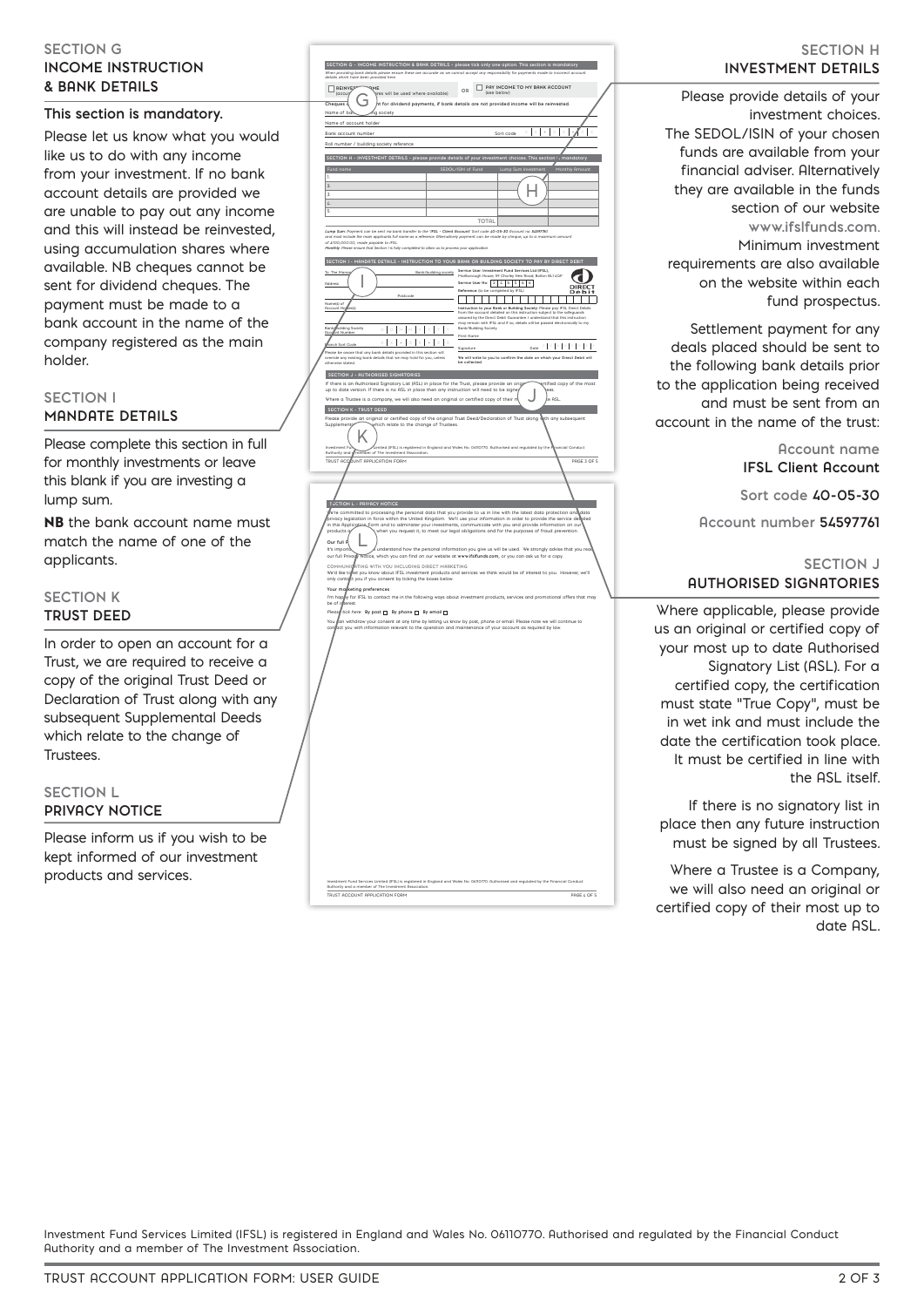## SECTION G
## INCOME INSTRUCTION & BANK DETAILS

**This section is mandatory.**

Please let us know what you would like us to do with any income from your investment. If no bank account details are provided we are unable to pay out any income and this will instead be reinvested, using accumulation shares where available. NB cheques cannot be sent for dividend cheques. The payment must be made to a bank account in the name of the company registered as the main holder.

## SECTION I
## MANDATE DETAILS

Please complete this section in full for monthly investments or leave this blank if you are investing a lump sum.

**NB** the bank account name must match the name of one of the applicants.

## SECTION K
## TRUST DEED

In order to open an account for a Trust, we are required to receive a copy of the original Trust Deed or Declaration of Trust along with any subsequent Supplemental Deeds which relate to the change of Trustees.

## SECTION L
## PRIVACY NOTICE

Please inform us if you wish to be kept informed of our investment products and services.

## SECTION H
## INVESTMENT DETAILS

Please provide details of your investment choices. The SEDOL/ISIN of your chosen funds are available from your financial adviser. Alternatively they are available in the funds section of our website www.ifslfunds.com. Minimum investment requirements are also available on the website within each fund prospectus.

Settlement payment for any deals placed should be sent to the following bank details prior to the application being received and must be sent from an account in the name of the trust:

Account name **IFSL Client Account**

Sort code **40-05-30**

Account number **54597761**

## SECTION J
## AUTHORISED SIGNATORIES

Where applicable, please provide us an original or certified copy of your most up to date Authorised Signatory List (ASL). For a certified copy, the certification must state "True Copy", must be in wet ink and must include the date the certification took place. It must be certified in line with the ASL itself.

If there is no signatory list in place then any future instruction must be signed by all Trustees.

Where a Trustee is a Company, we will also need an original or certified copy of their most up to date ASL.

Investment Fund Services Limited (IFSL) is registered in England and Wales No. 06110770. Authorised and regulated by the Financial Conduct Authority and a member of The Investment Association.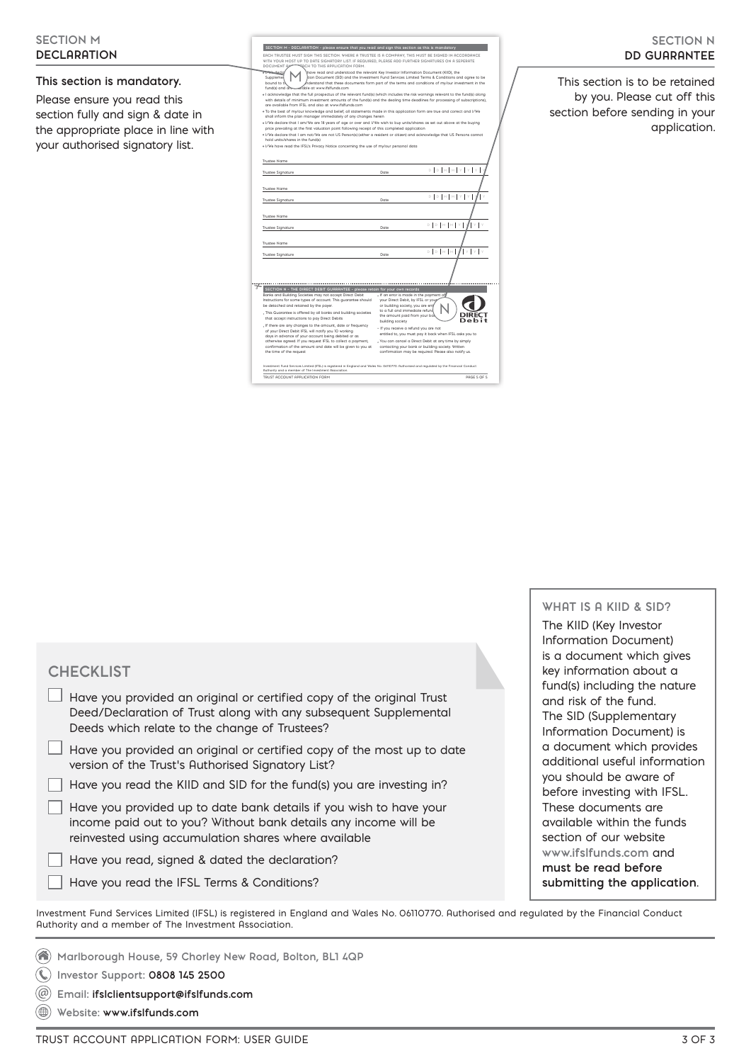## SECTION M
## DECLARATION

**This section is mandatory.**

Please ensure you read this section fully and sign & date in the appropriate place in line with your authorised signatory list.

## SECTION N
## DD GUARANTEE

This section is to be retained by you. Please cut off this section before sending in your application.

## CHECKLIST

- ☐ Have you provided an original or certified copy of the original Trust Deed/Declaration of Trust along with any subsequent Supplemental Deeds which relate to the change of Trustees?
- ☐ Have you provided an original or certified copy of the most up to date version of the Trust's Authorised Signatory List?
- ☐ Have you read the KIID and SID for the fund(s) you are investing in?
- ☐ Have you provided up to date bank details if you wish to have your income paid out to you? Without bank details any income will be reinvested using accumulation shares where available
- ☐ Have you read, signed & dated the declaration?
- ☐ Have you read the IFSL Terms & Conditions?

### WHAT IS A KIID & SID?

The KIID (Key Investor Information Document) is a document which gives key information about a fund(s) including the nature and risk of the fund.
The SID (Supplementary Information Document) is a document which provides additional useful information you should be aware of before investing with IFSL.
These documents are available within the funds section of our website www.ifslfunds.com and **must be read before submitting the application**.

Investment Fund Services Limited (IFSL) is registered in England and Wales No. 06110770. Authorised and regulated by the Financial Conduct Authority and a member of The Investment Association.

Marlborough House, 59 Chorley New Road, Bolton, BL1 4QP

Investor Support: **0808 145 2500**

Email: **ifslclientsupport@ifslfunds.com**

Website: **www.ifslfunds.com**